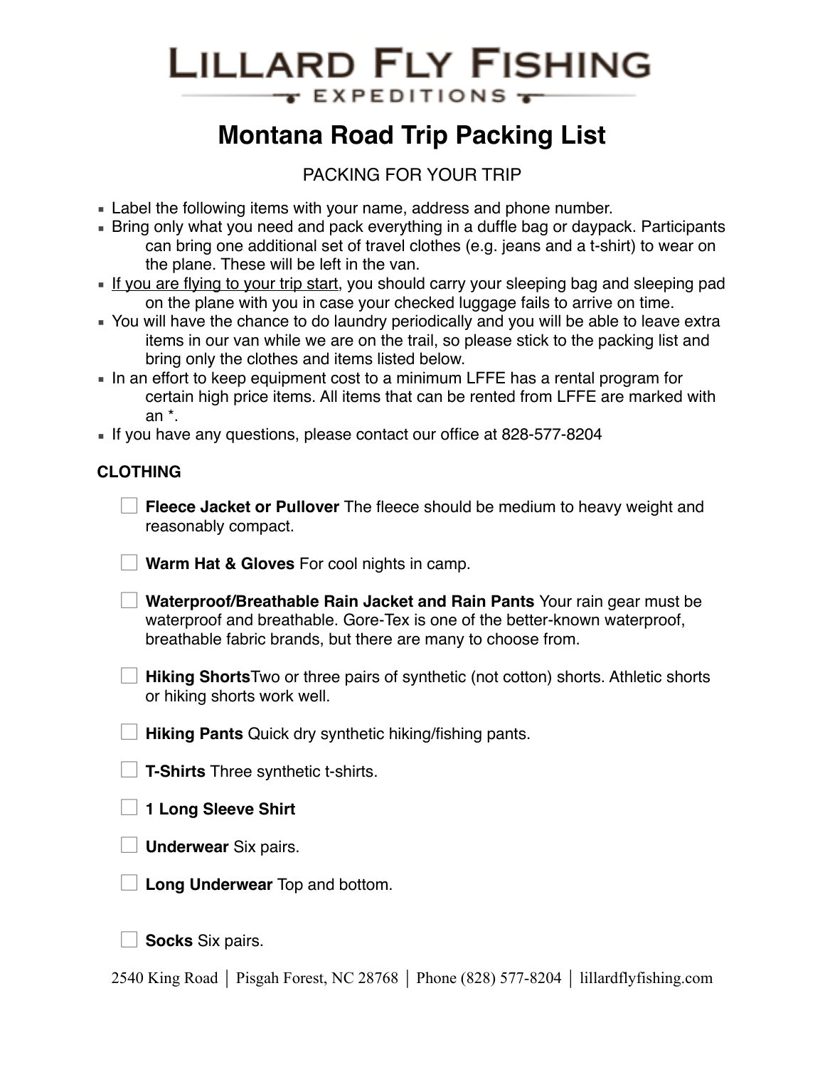LILLARD FLY FISHING
EXPEDITIONS

# Montana Road Trip Packing List

## PACKING FOR YOUR TRIP

- Label the following items with your name, address and phone number.
- Bring only what you need and pack everything in a duffle bag or daypack. Participants can bring one additional set of travel clothes (e.g. jeans and a t-shirt) to wear on the plane. These will be left in the van.
- If you are flying to your trip start, you should carry your sleeping bag and sleeping pad on the plane with you in case your checked luggage fails to arrive on time.
- You will have the chance to do laundry periodically and you will be able to leave extra items in our van while we are on the trail, so please stick to the packing list and bring only the clothes and items listed below.
- In an effort to keep equipment cost to a minimum LFFE has a rental program for certain high price items. All items that can be rented from LFFE are marked with an *.
- If you have any questions, please contact our office at 828-577-8204

### CLOTHING

- [ ] **Fleece Jacket or Pullover** The fleece should be medium to heavy weight and reasonably compact.
- [ ] **Warm Hat & Gloves** For cool nights in camp.
- [ ] **Waterproof/Breathable Rain Jacket and Rain Pants** Your rain gear must be waterproof and breathable. Gore-Tex is one of the better-known waterproof, breathable fabric brands, but there are many to choose from.
- [ ] **Hiking Shorts**Two or three pairs of synthetic (not cotton) shorts. Athletic shorts or hiking shorts work well.
- [ ] **Hiking Pants** Quick dry synthetic hiking/fishing pants.
- [ ] **T-Shirts** Three synthetic t-shirts.
- [ ] **1 Long Sleeve Shirt**
- [ ] **Underwear** Six pairs.
- [ ] **Long Underwear** Top and bottom.
- [ ] **Socks** Six pairs.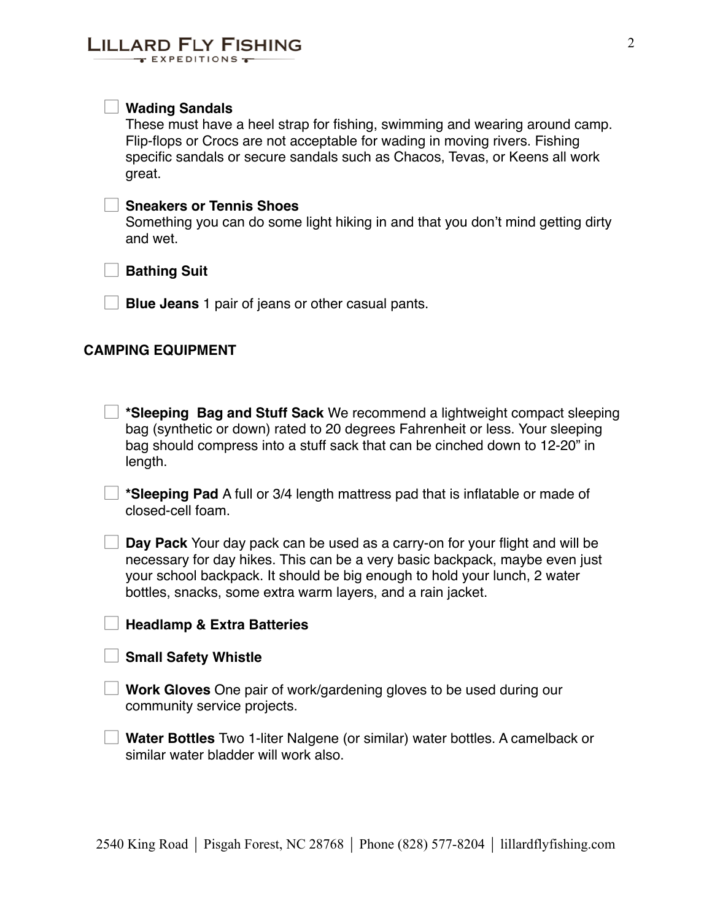- [ ] **Wading Sandals**
These must have a heel strap for fishing, swimming and wearing around camp. Flip-flops or Crocs are not acceptable for wading in moving rivers. Fishing specific sandals or secure sandals such as Chacos, Tevas, or Keens all work great.

- [ ] **Sneakers or Tennis Shoes**
Something you can do some light hiking in and that you don't mind getting dirty and wet.

- [ ] **Bathing Suit**

- [ ] **Blue Jeans** 1 pair of jeans or other casual pants.

## CAMPING EQUIPMENT

- [ ] ***Sleeping Bag and Stuff Sack** We recommend a lightweight compact sleeping bag (synthetic or down) rated to 20 degrees Fahrenheit or less. Your sleeping bag should compress into a stuff sack that can be cinched down to 12-20" in length.

- [ ] ***Sleeping Pad** A full or 3/4 length mattress pad that is inflatable or made of closed-cell foam.

- [ ] **Day Pack** Your day pack can be used as a carry-on for your flight and will be necessary for day hikes. This can be a very basic backpack, maybe even just your school backpack. It should be big enough to hold your lunch, 2 water bottles, snacks, some extra warm layers, and a rain jacket.

- [ ] **Headlamp & Extra Batteries**

- [ ] **Small Safety Whistle**

- [ ] **Work Gloves** One pair of work/gardening gloves to be used during our community service projects.

- [ ] **Water Bottles** Two 1-liter Nalgene (or similar) water bottles. A camelback or similar water bladder will work also.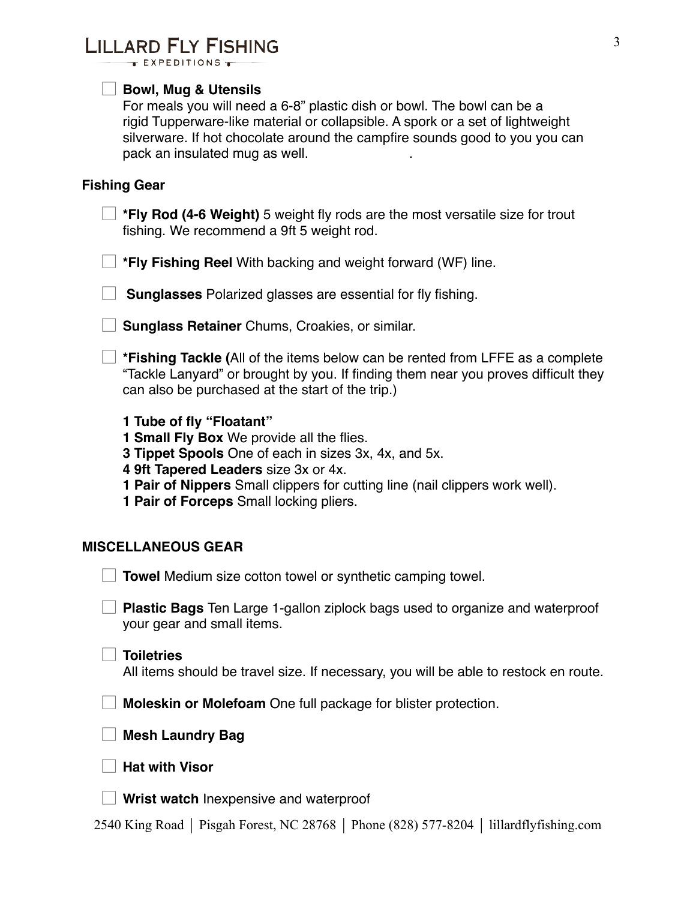- [ ] **Bowl, Mug & Utensils**
  For meals you will need a 6-8" plastic dish or bowl. The bowl can be a rigid Tupperware-like material or collapsible. A spork or a set of lightweight silverware. If hot chocolate around the campfire sounds good to you you can pack an insulated mug as well.

**Fishing Gear**

- [ ] ***Fly Rod (4-6 Weight)** 5 weight fly rods are the most versatile size for trout fishing. We recommend a 9ft 5 weight rod.
- [ ] ***Fly Fishing Reel** With backing and weight forward (WF) line.
- [ ] **Sunglasses** Polarized glasses are essential for fly fishing.
- [ ] **Sunglass Retainer** Chums, Croakies, or similar.
- [ ] ***Fishing Tackle (**All of the items below can be rented from LFFE as a complete "Tackle Lanyard" or brought by you. If finding them near you proves difficult they can also be purchased at the start of the trip.)

  **1 Tube of fly "Floatant"**
  **1 Small Fly Box** We provide all the flies.
  **3 Tippet Spools** One of each in sizes 3x, 4x, and 5x.
  **4 9ft Tapered Leaders** size 3x or 4x.
  **1 Pair of Nippers** Small clippers for cutting line (nail clippers work well).
  **1 Pair of Forceps** Small locking pliers.

**MISCELLANEOUS GEAR**

- [ ] **Towel** Medium size cotton towel or synthetic camping towel.
- [ ] **Plastic Bags** Ten Large 1-gallon ziplock bags used to organize and waterproof your gear and small items.
- [ ] **Toiletries**
  All items should be travel size. If necessary, you will be able to restock en route.
- [ ] **Moleskin or Molefoam** One full package for blister protection.
- [ ] **Mesh Laundry Bag**
- [ ] **Hat with Visor**
- [ ] **Wrist watch** Inexpensive and waterproof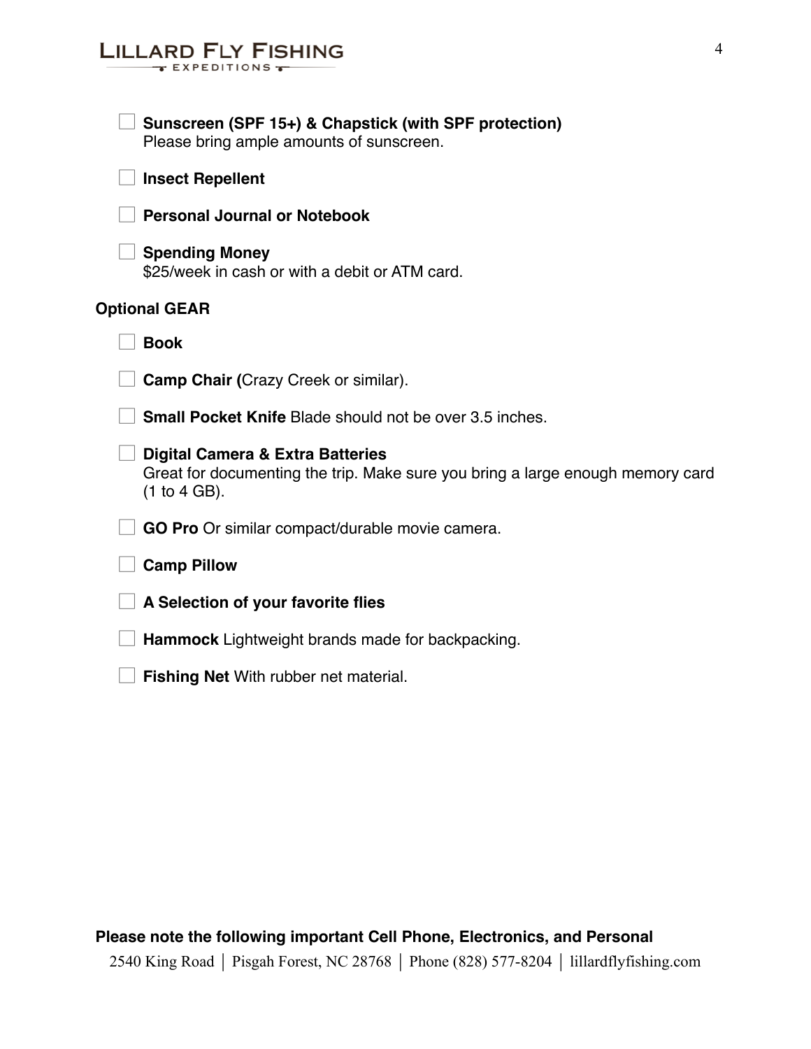- [ ] **Sunscreen (SPF 15+) & Chapstick (with SPF protection)**
  Please bring ample amounts of sunscreen.

- [ ] **Insect Repellent**

- [ ] **Personal Journal or Notebook**

- [ ] **Spending Money**
  $25/week in cash or with a debit or ATM card.

**Optional GEAR**

- [ ] **Book**

- [ ] **Camp Chair (**Crazy Creek or similar).

- [ ] **Small Pocket Knife** Blade should not be over 3.5 inches.

- [ ] **Digital Camera & Extra Batteries**
  Great for documenting the trip. Make sure you bring a large enough memory card (1 to 4 GB).

- [ ] **GO Pro** Or similar compact/durable movie camera.

- [ ] **Camp Pillow**

- [ ] **A Selection of your favorite flies**

- [ ] **Hammock** Lightweight brands made for backpacking.

- [ ] **Fishing Net** With rubber net material.

**Please note the following important Cell Phone, Electronics, and Personal**

2540 King Road │ Pisgah Forest, NC 28768 │ Phone (828) 577-8204 │ lillardflyfishing.com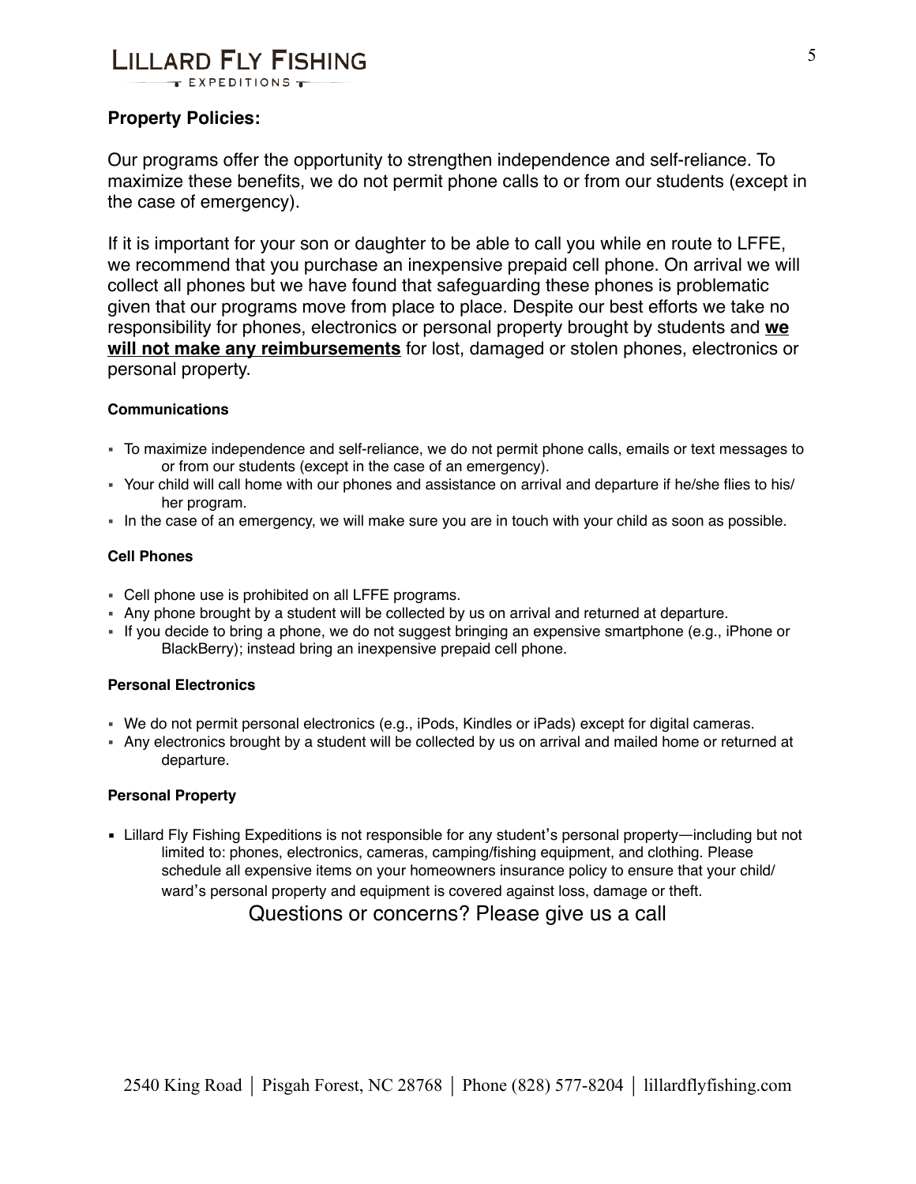## Property Policies:

Our programs offer the opportunity to strengthen independence and self-reliance. To maximize these benefits, we do not permit phone calls to or from our students (except in the case of emergency).

If it is important for your son or daughter to be able to call you while en route to LFFE, we recommend that you purchase an inexpensive prepaid cell phone. On arrival we will collect all phones but we have found that safeguarding these phones is problematic given that our programs move from place to place. Despite our best efforts we take no responsibility for phones, electronics or personal property brought by students and **<u>we will not make any reimbursements</u>** for lost, damaged or stolen phones, electronics or personal property.

#### Communications

- To maximize independence and self-reliance, we do not permit phone calls, emails or text messages to or from our students (except in the case of an emergency).
- Your child will call home with our phones and assistance on arrival and departure if he/she flies to his/her program.
- In the case of an emergency, we will make sure you are in touch with your child as soon as possible.

#### Cell Phones

- Cell phone use is prohibited on all LFFE programs.
- Any phone brought by a student will be collected by us on arrival and returned at departure.
- If you decide to bring a phone, we do not suggest bringing an expensive smartphone (e.g., iPhone or BlackBerry); instead bring an inexpensive prepaid cell phone.

#### Personal Electronics

- We do not permit personal electronics (e.g., iPods, Kindles or iPads) except for digital cameras.
- Any electronics brought by a student will be collected by us on arrival and mailed home or returned at departure.

#### Personal Property

- Lillard Fly Fishing Expeditions is not responsible for any student's personal property—including but not limited to: phones, electronics, cameras, camping/fishing equipment, and clothing. Please schedule all expensive items on your homeowners insurance policy to ensure that your child/ward's personal property and equipment is covered against loss, damage or theft.

Questions or concerns? Please give us a call

2540 King Road │ Pisgah Forest, NC 28768 │ Phone (828) 577-8204 │ lillardflyfishing.com